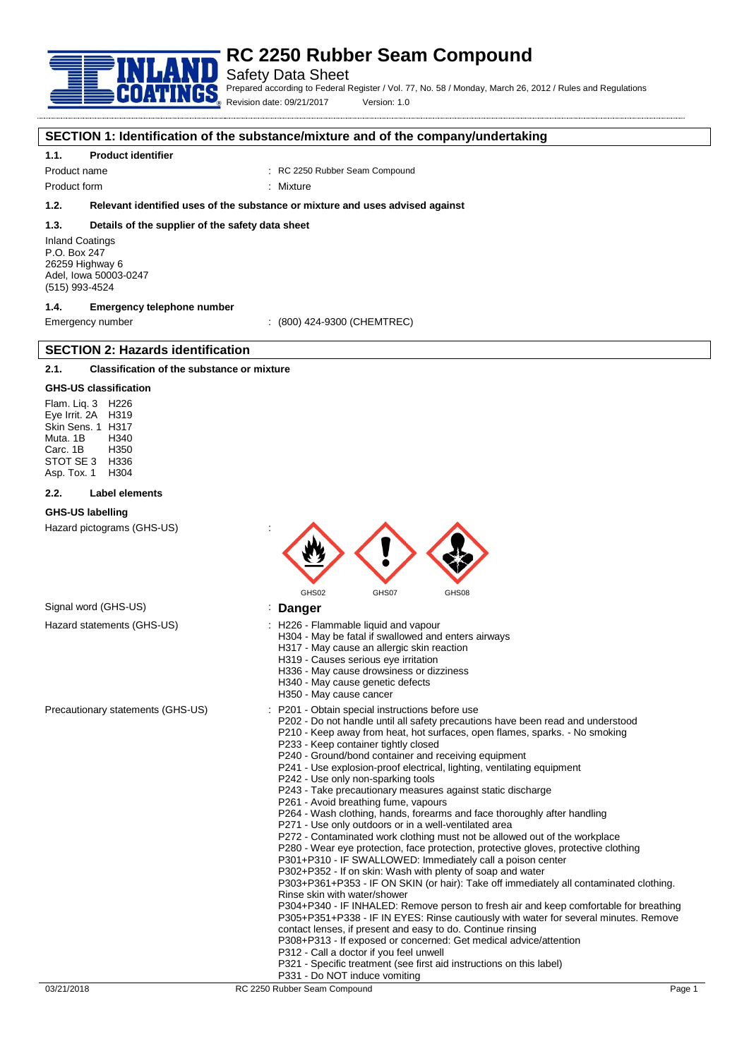# RC 2250 Rubber Seam Compound

Safety Data Sheet

Prepared according to Federal Register / Vol. 77, No. 58 / Monday, March 26, 2012 / Rules and Regulations

Revision date: 09/21/2017 Version: 1.0

## SECTION 1: Identification of the substance/mixture and of the company/undertaking

### 1.1. Product identifier

Product name : RC 2250 Rubber Seam Compound

Product form : Mixture

### 1.2. Relevant identified uses of the substance or mixture and uses advised against

### 1.3. Details of the supplier of the safety data sheet

Inland Coatings
P.O. Box 247
26259 Highway 6
Adel, Iowa 50003-0247
(515) 993-4524

### 1.4. Emergency telephone number

Emergency number : (800) 424-9300 (CHEMTREC)

## SECTION 2: Hazards identification

### 2.1. Classification of the substance or mixture

**GHS-US classification**

Flam. Liq. 3 H226
Eye Irrit. 2A H319
Skin Sens. 1 H317
Muta. 1B H340
Carc. 1B H350
STOT SE 3 H336
Asp. Tox. 1 H304

### 2.2. Label elements

**GHS-US labelling**

Hazard pictograms (GHS-US) :

GHS02 GHS07 GHS08

Signal word (GHS-US) : **Danger**

Hazard statements (GHS-US) :
- H226 - Flammable liquid and vapour
- H304 - May be fatal if swallowed and enters airways
- H317 - May cause an allergic skin reaction
- H319 - Causes serious eye irritation
- H336 - May cause drowsiness or dizziness
- H340 - May cause genetic defects
- H350 - May cause cancer

Precautionary statements (GHS-US) :
- P201 - Obtain special instructions before use
- P202 - Do not handle until all safety precautions have been read and understood
- P210 - Keep away from heat, hot surfaces, open flames, sparks. - No smoking
- P233 - Keep container tightly closed
- P240 - Ground/bond container and receiving equipment
- P241 - Use explosion-proof electrical, lighting, ventilating equipment
- P242 - Use only non-sparking tools
- P243 - Take precautionary measures against static discharge
- P261 - Avoid breathing fume, vapours
- P264 - Wash clothing, hands, forearms and face thoroughly after handling
- P271 - Use only outdoors or in a well-ventilated area
- P272 - Contaminated work clothing must not be allowed out of the workplace
- P280 - Wear eye protection, face protection, protective gloves, protective clothing
- P301+P310 - IF SWALLOWED: Immediately call a poison center
- P302+P352 - If on skin: Wash with plenty of soap and water
- P303+P361+P353 - IF ON SKIN (or hair): Take off immediately all contaminated clothing. Rinse skin with water/shower
- P304+P340 - IF INHALED: Remove person to fresh air and keep comfortable for breathing
- P305+P351+P338 - IF IN EYES: Rinse cautiously with water for several minutes. Remove contact lenses, if present and easy to do. Continue rinsing
- P308+P313 - If exposed or concerned: Get medical advice/attention
- P312 - Call a doctor if you feel unwell
- P321 - Specific treatment (see first aid instructions on this label)
- P331 - Do NOT induce vomiting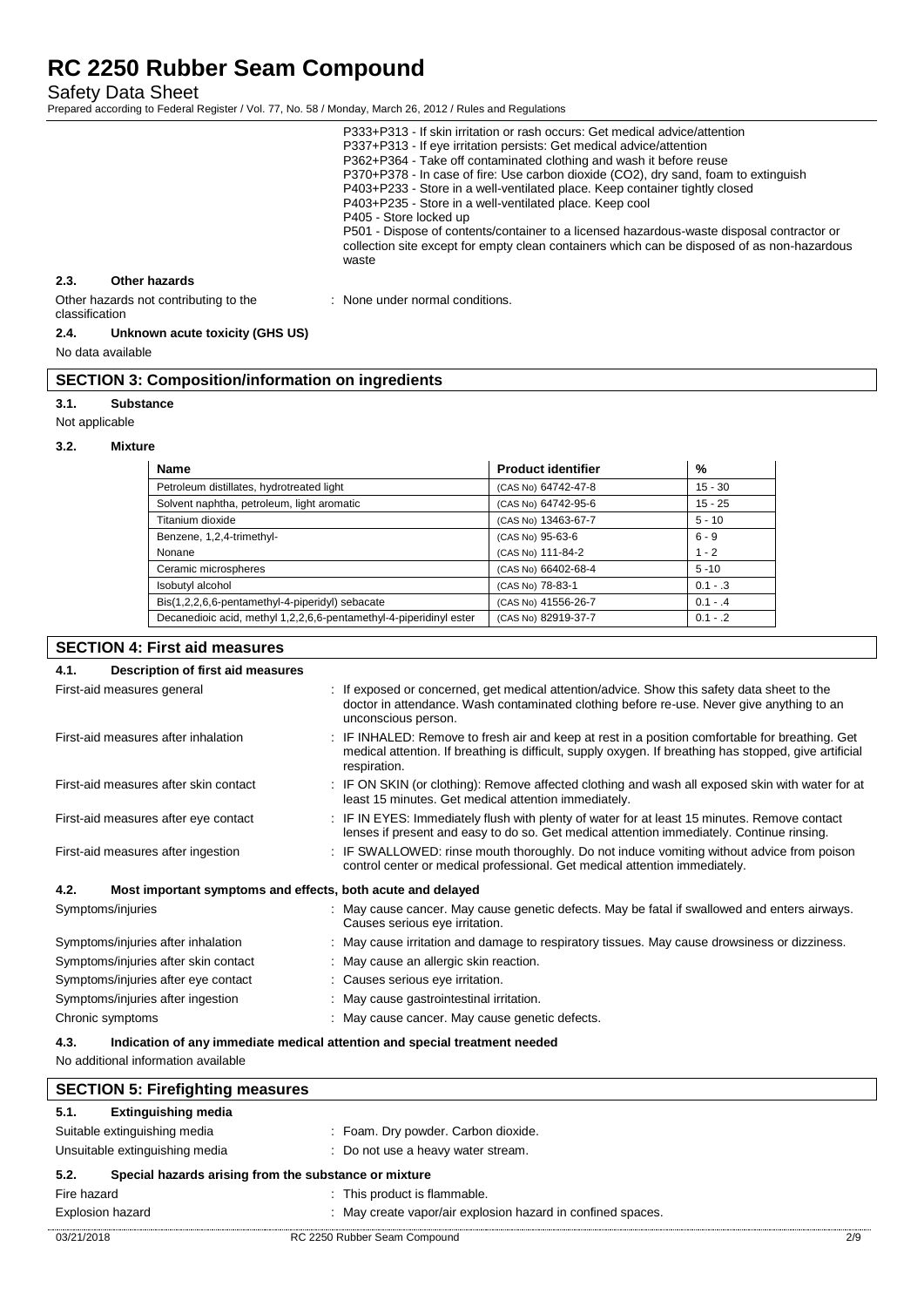P333+P313 - If skin irritation or rash occurs: Get medical advice/attention
P337+P313 - If eye irritation persists: Get medical advice/attention
P362+P364 - Take off contaminated clothing and wash it before reuse
P370+P378 - In case of fire: Use carbon dioxide (CO2), dry sand, foam to extinguish
P403+P233 - Store in a well-ventilated place. Keep container tightly closed
P403+P235 - Store in a well-ventilated place. Keep cool
P405 - Store locked up
P501 - Dispose of contents/container to a licensed hazardous-waste disposal contractor or collection site except for empty clean containers which can be disposed of as non-hazardous waste

### 2.3. Other hazards

Other hazards not contributing to the classification : None under normal conditions.

### 2.4. Unknown acute toxicity (GHS US)

No data available

## SECTION 3: Composition/information on ingredients

### 3.1. Substance

Not applicable

### 3.2. Mixture

| Name | Product identifier | % |
|---|---|---|
| Petroleum distillates, hydrotreated light | (CAS No) 64742-47-8 | 15 - 30 |
| Solvent naphtha, petroleum, light aromatic | (CAS No) 64742-95-6 | 15 - 25 |
| Titanium dioxide | (CAS No) 13463-67-7 | 5 - 10 |
| Benzene, 1,2,4-trimethyl- | (CAS No) 95-63-6 | 6 - 9 |
| Nonane | (CAS No) 111-84-2 | 1 - 2 |
| Ceramic microspheres | (CAS No) 66402-68-4 | 5 -10 |
| Isobutyl alcohol | (CAS No) 78-83-1 | 0.1 - .3 |
| Bis(1,2,2,6,6-pentamethyl-4-piperidyl) sebacate | (CAS No) 41556-26-7 | 0.1 - .4 |
| Decanedioic acid, methyl 1,2,2,6,6-pentamethyl-4-piperidinyl ester | (CAS No) 82919-37-7 | 0.1 - .2 |

## SECTION 4: First aid measures

### 4.1. Description of first aid measures

First-aid measures general : If exposed or concerned, get medical attention/advice. Show this safety data sheet to the doctor in attendance. Wash contaminated clothing before re-use. Never give anything to an unconscious person.

First-aid measures after inhalation : IF INHALED: Remove to fresh air and keep at rest in a position comfortable for breathing. Get medical attention. If breathing is difficult, supply oxygen. If breathing has stopped, give artificial respiration.

First-aid measures after skin contact : IF ON SKIN (or clothing): Remove affected clothing and wash all exposed skin with water for at least 15 minutes. Get medical attention immediately.

First-aid measures after eye contact : IF IN EYES: Immediately flush with plenty of water for at least 15 minutes. Remove contact lenses if present and easy to do so. Get medical attention immediately. Continue rinsing.

First-aid measures after ingestion : IF SWALLOWED: rinse mouth thoroughly. Do not induce vomiting without advice from poison control center or medical professional. Get medical attention immediately.

### 4.2. Most important symptoms and effects, both acute and delayed

Symptoms/injuries : May cause cancer. May cause genetic defects. May be fatal if swallowed and enters airways. Causes serious eye irritation.

Symptoms/injuries after inhalation : May cause irritation and damage to respiratory tissues. May cause drowsiness or dizziness.

Symptoms/injuries after skin contact : May cause an allergic skin reaction.

Symptoms/injuries after eye contact : Causes serious eye irritation.

Symptoms/injuries after ingestion : May cause gastrointestinal irritation.

Chronic symptoms : May cause cancer. May cause genetic defects.

### 4.3. Indication of any immediate medical attention and special treatment needed

No additional information available

## SECTION 5: Firefighting measures

### 5.1. Extinguishing media

Suitable extinguishing media : Foam. Dry powder. Carbon dioxide.

Unsuitable extinguishing media : Do not use a heavy water stream.

### 5.2. Special hazards arising from the substance or mixture

Fire hazard : This product is flammable.

Explosion hazard : May create vapor/air explosion hazard in confined spaces.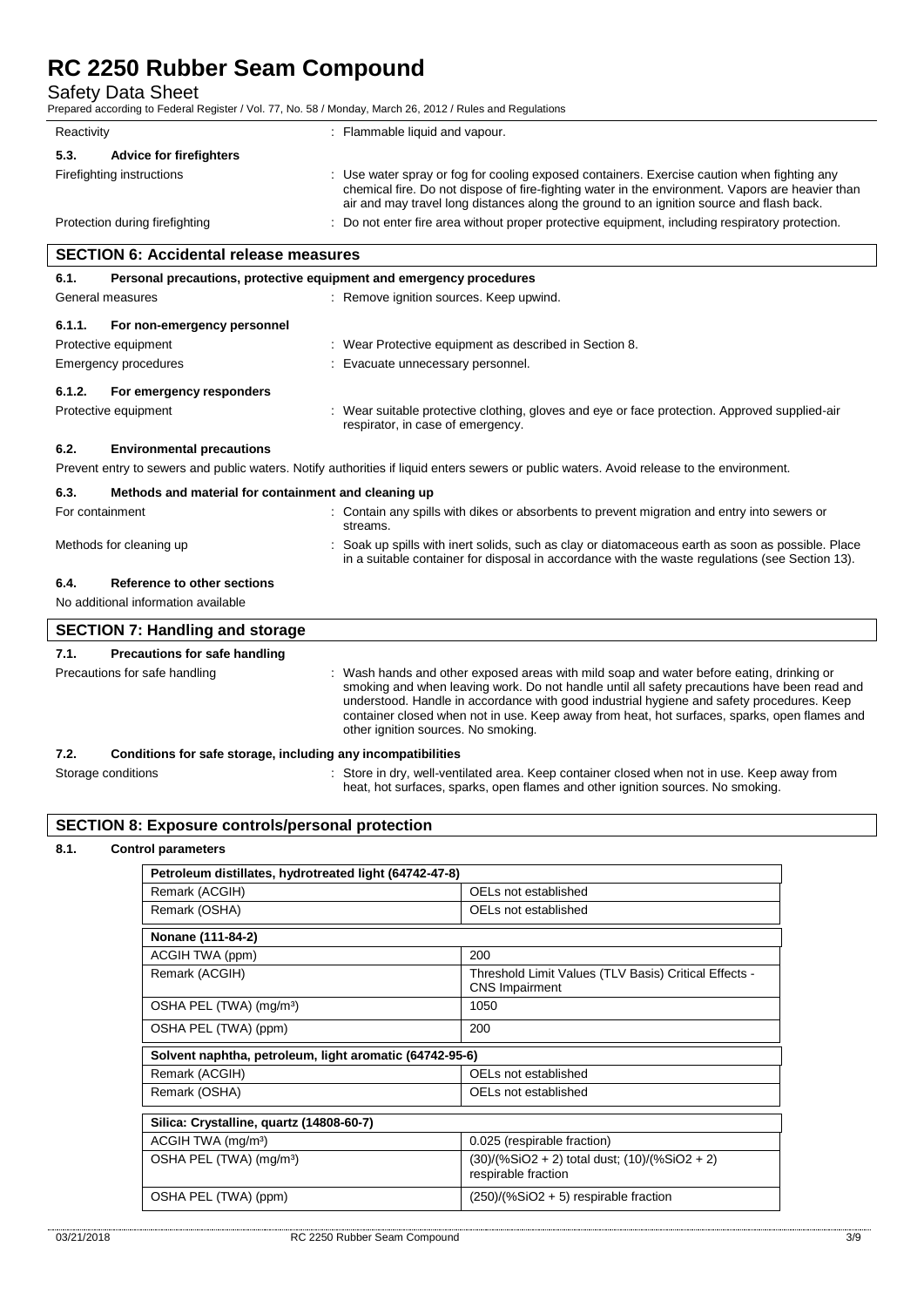| | |
|---|---|
| Reactivity | : Flammable liquid and vapour. |

**5.3. Advice for firefighters**

| | |
|---|---|
| Firefighting instructions | : Use water spray or fog for cooling exposed containers. Exercise caution when fighting any chemical fire. Do not dispose of fire-fighting water in the environment. Vapors are heavier than air and may travel long distances along the ground to an ignition source and flash back. |
| Protection during firefighting | : Do not enter fire area without proper protective equipment, including respiratory protection. |

## SECTION 6: Accidental release measures

**6.1. Personal precautions, protective equipment and emergency procedures**

| | |
|---|---|
| General measures | : Remove ignition sources. Keep upwind. |

**6.1.1. For non-emergency personnel**

| | |
|---|---|
| Protective equipment | : Wear Protective equipment as described in Section 8. |
| Emergency procedures | : Evacuate unnecessary personnel. |

**6.1.2. For emergency responders**

| | |
|---|---|
| Protective equipment | : Wear suitable protective clothing, gloves and eye or face protection. Approved supplied-air respirator, in case of emergency. |

**6.2. Environmental precautions**

Prevent entry to sewers and public waters. Notify authorities if liquid enters sewers or public waters. Avoid release to the environment.

**6.3. Methods and material for containment and cleaning up**

| | |
|---|---|
| For containment | : Contain any spills with dikes or absorbents to prevent migration and entry into sewers or streams. |
| Methods for cleaning up | : Soak up spills with inert solids, such as clay or diatomaceous earth as soon as possible. Place in a suitable container for disposal in accordance with the waste regulations (see Section 13). |

**6.4. Reference to other sections**

No additional information available

## SECTION 7: Handling and storage

**7.1. Precautions for safe handling**

| | |
|---|---|
| Precautions for safe handling | : Wash hands and other exposed areas with mild soap and water before eating, drinking or smoking and when leaving work. Do not handle until all safety precautions have been read and understood. Handle in accordance with good industrial hygiene and safety procedures. Keep container closed when not in use. Keep away from heat, hot surfaces, sparks, open flames and other ignition sources. No smoking. |

**7.2. Conditions for safe storage, including any incompatibilities**

| | |
|---|---|
| Storage conditions | : Store in dry, well-ventilated area. Keep container closed when not in use. Keep away from heat, hot surfaces, sparks, open flames and other ignition sources. No smoking. |

## SECTION 8: Exposure controls/personal protection

**8.1. Control parameters**

| Petroleum distillates, hydrotreated light (64742-47-8) | |
|---|---|
| Remark (ACGIH) | OELs not established |
| Remark (OSHA) | OELs not established |

| Nonane (111-84-2) | |
|---|---|
| ACGIH TWA (ppm) | 200 |
| Remark (ACGIH) | Threshold Limit Values (TLV Basis) Critical Effects - CNS Impairment |
| OSHA PEL (TWA) (mg/m³) | 1050 |
| OSHA PEL (TWA) (ppm) | 200 |

| Solvent naphtha, petroleum, light aromatic (64742-95-6) | |
|---|---|
| Remark (ACGIH) | OELs not established |
| Remark (OSHA) | OELs not established |

| Silica: Crystalline, quartz (14808-60-7) | |
|---|---|
| ACGIH TWA (mg/m³) | 0.025 (respirable fraction) |
| OSHA PEL (TWA) (mg/m³) | (30)/(%SiO2 + 2) total dust; (10)/(%SiO2 + 2) respirable fraction |
| OSHA PEL (TWA) (ppm) | (250)/(%SiO2 + 5) respirable fraction |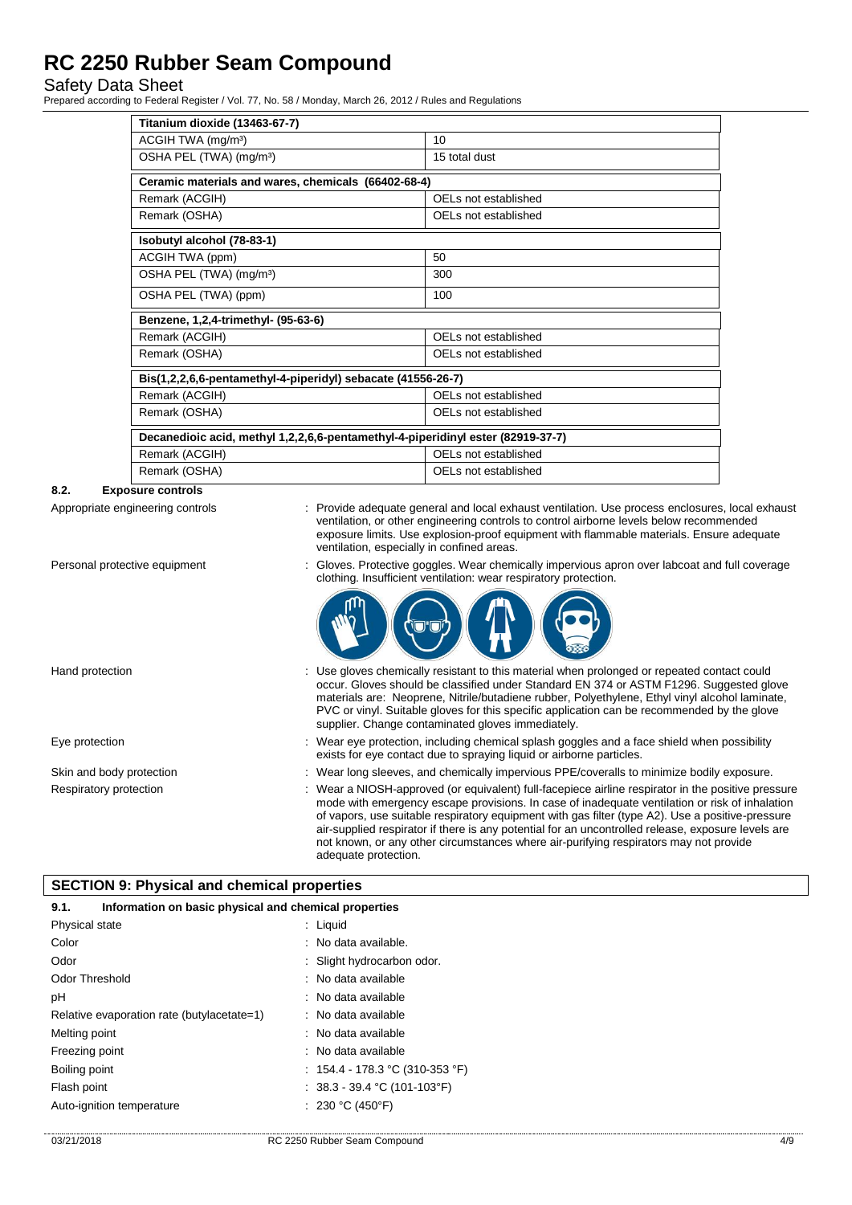| Titanium dioxide (13463-67-7) | |
|---|---|
| ACGIH TWA (mg/m³) | 10 |
| OSHA PEL (TWA) (mg/m³) | 15 total dust |

| Ceramic materials and wares, chemicals (66402-68-4) | |
|---|---|
| Remark (ACGIH) | OELs not established |
| Remark (OSHA) | OELs not established |

| Isobutyl alcohol (78-83-1) | |
|---|---|
| ACGIH TWA (ppm) | 50 |
| OSHA PEL (TWA) (mg/m³) | 300 |
| OSHA PEL (TWA) (ppm) | 100 |

| Benzene, 1,2,4-trimethyl- (95-63-6) | |
|---|---|
| Remark (ACGIH) | OELs not established |
| Remark (OSHA) | OELs not established |

| Bis(1,2,2,6,6-pentamethyl-4-piperidyl) sebacate (41556-26-7) | |
|---|---|
| Remark (ACGIH) | OELs not established |
| Remark (OSHA) | OELs not established |

| Decanedioic acid, methyl 1,2,2,6,6-pentamethyl-4-piperidinyl ester (82919-37-7) | |
|---|---|
| Remark (ACGIH) | OELs not established |
| Remark (OSHA) | OELs not established |

### 8.2. Exposure controls

Appropriate engineering controls : Provide adequate general and local exhaust ventilation. Use process enclosures, local exhaust ventilation, or other engineering controls to control airborne levels below recommended exposure limits. Use explosion-proof equipment with flammable materials. Ensure adequate ventilation, especially in confined areas.

Personal protective equipment : Gloves. Protective goggles. Wear chemically impervious apron over labcoat and full coverage clothing. Insufficient ventilation: wear respiratory protection.

Hand protection : Use gloves chemically resistant to this material when prolonged or repeated contact could occur. Gloves should be classified under Standard EN 374 or ASTM F1296. Suggested glove materials are: Neoprene, Nitrile/butadiene rubber, Polyethylene, Ethyl vinyl alcohol laminate, PVC or vinyl. Suitable gloves for this specific application can be recommended by the glove supplier. Change contaminated gloves immediately.

Eye protection : Wear eye protection, including chemical splash goggles and a face shield when possibility exists for eye contact due to spraying liquid or airborne particles.

Skin and body protection : Wear long sleeves, and chemically impervious PPE/coveralls to minimize bodily exposure.

Respiratory protection : Wear a NIOSH-approved (or equivalent) full-facepiece airline respirator in the positive pressure mode with emergency escape provisions. In case of inadequate ventilation or risk of inhalation of vapors, use suitable respiratory equipment with gas filter (type A2). Use a positive-pressure air-supplied respirator if there is any potential for an uncontrolled release, exposure levels are not known, or any other circumstances where air-purifying respirators may not provide adequate protection.

## SECTION 9: Physical and chemical properties

### 9.1. Information on basic physical and chemical properties

| Property | Value |
|---|---|
| Physical state | Liquid |
| Color | No data available. |
| Odor | Slight hydrocarbon odor. |
| Odor Threshold | No data available |
| pH | No data available |
| Relative evaporation rate (butylacetate=1) | No data available |
| Melting point | No data available |
| Freezing point | No data available |
| Boiling point | 154.4 - 178.3 °C (310-353 °F) |
| Flash point | 38.3 - 39.4 °C (101-103°F) |
| Auto-ignition temperature | 230 °C (450°F) |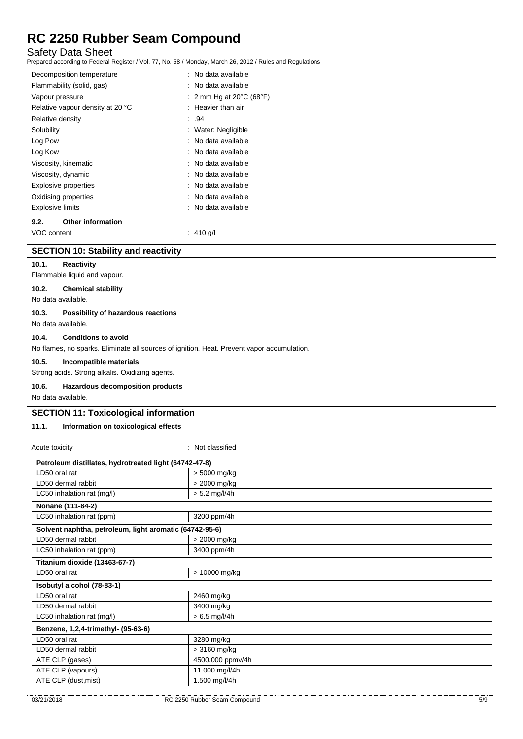| | |
|---|---|
| Decomposition temperature | : No data available |
| Flammability (solid, gas) | : No data available |
| Vapour pressure | : 2 mm Hg at 20°C (68°F) |
| Relative vapour density at 20 °C | : Heavier than air |
| Relative density | : .94 |
| Solubility | : Water: Negligible |
| Log Pow | : No data available |
| Log Kow | : No data available |
| Viscosity, kinematic | : No data available |
| Viscosity, dynamic | : No data available |
| Explosive properties | : No data available |
| Oxidising properties | : No data available |
| Explosive limits | : No data available |

### 9.2. Other information

VOC content : 410 g/l

## SECTION 10: Stability and reactivity

### 10.1. Reactivity

Flammable liquid and vapour.

### 10.2. Chemical stability

No data available.

### 10.3. Possibility of hazardous reactions

No data available.

### 10.4. Conditions to avoid

No flames, no sparks. Eliminate all sources of ignition. Heat. Prevent vapor accumulation.

### 10.5. Incompatible materials

Strong acids. Strong alkalis. Oxidizing agents.

### 10.6. Hazardous decomposition products

No data available.

## SECTION 11: Toxicological information

### 11.1. Information on toxicological effects

Acute toxicity : Not classified

| **Petroleum distillates, hydrotreated light (64742-47-8)** | |
|---|---|
| LD50 oral rat | > 5000 mg/kg |
| LD50 dermal rabbit | > 2000 mg/kg |
| LC50 inhalation rat (mg/l) | > 5.2 mg/l/4h |
| **Nonane (111-84-2)** | |
| LC50 inhalation rat (ppm) | 3200 ppm/4h |
| **Solvent naphtha, petroleum, light aromatic (64742-95-6)** | |
| LD50 dermal rabbit | > 2000 mg/kg |
| LC50 inhalation rat (ppm) | 3400 ppm/4h |
| **Titanium dioxide (13463-67-7)** | |
| LD50 oral rat | > 10000 mg/kg |
| **Isobutyl alcohol (78-83-1)** | |
| LD50 oral rat | 2460 mg/kg |
| LD50 dermal rabbit | 3400 mg/kg |
| LC50 inhalation rat (mg/l) | > 6.5 mg/l/4h |
| **Benzene, 1,2,4-trimethyl- (95-63-6)** | |
| LD50 oral rat | 3280 mg/kg |
| LD50 dermal rabbit | > 3160 mg/kg |
| ATE CLP (gases) | 4500.000 ppmv/4h |
| ATE CLP (vapours) | 11.000 mg/l/4h |
| ATE CLP (dust,mist) | 1.500 mg/l/4h |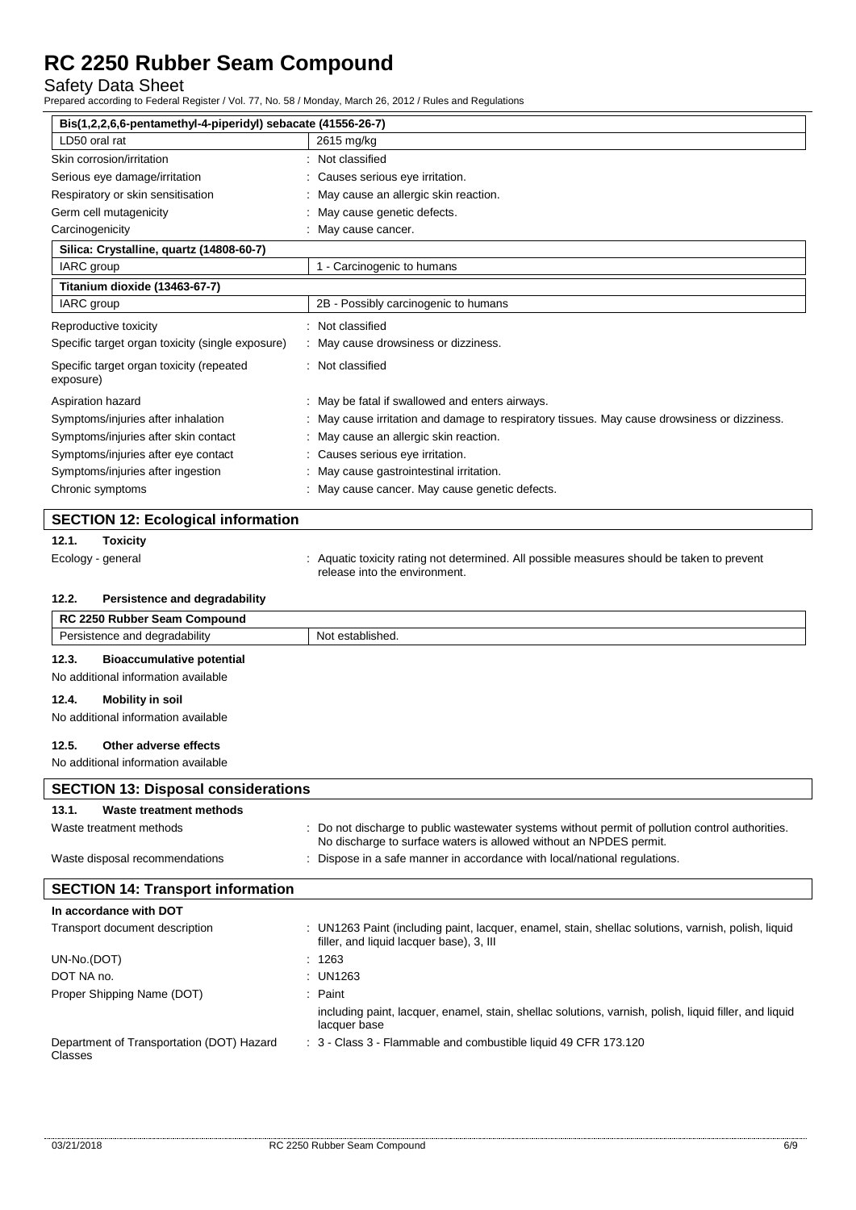| Bis(1,2,2,6,6-pentamethyl-4-piperidyl) sebacate (41556-26-7) | |
|---|---|
| LD50 oral rat | 2615 mg/kg |

Skin corrosion/irritation : Not classified

Serious eye damage/irritation : Causes serious eye irritation.

Respiratory or skin sensitisation : May cause an allergic skin reaction.

Germ cell mutagenicity : May cause genetic defects.

Carcinogenicity : May cause cancer.

| Silica: Crystalline, quartz (14808-60-7) | |
|---|---|
| IARC group | 1 - Carcinogenic to humans |
| **Titanium dioxide (13463-67-7)** | |
| IARC group | 2B - Possibly carcinogenic to humans |

Reproductive toxicity : Not classified

Specific target organ toxicity (single exposure) : May cause drowsiness or dizziness.

Specific target organ toxicity (repeated exposure) : Not classified

Aspiration hazard : May be fatal if swallowed and enters airways.

Symptoms/injuries after inhalation : May cause irritation and damage to respiratory tissues. May cause drowsiness or dizziness.

Symptoms/injuries after skin contact : May cause an allergic skin reaction.

Symptoms/injuries after eye contact : Causes serious eye irritation.

Symptoms/injuries after ingestion : May cause gastrointestinal irritation.

Chronic symptoms : May cause cancer. May cause genetic defects.

## SECTION 12: Ecological information

### 12.1. Toxicity

Ecology - general : Aquatic toxicity rating not determined. All possible measures should be taken to prevent release into the environment.

### 12.2. Persistence and degradability

| RC 2250 Rubber Seam Compound | |
|---|---|
| Persistence and degradability | Not established. |

### 12.3. Bioaccumulative potential

No additional information available

### 12.4. Mobility in soil

No additional information available

### 12.5. Other adverse effects

No additional information available

## SECTION 13: Disposal considerations

### 13.1. Waste treatment methods

Waste treatment methods : Do not discharge to public wastewater systems without permit of pollution control authorities. No discharge to surface waters is allowed without an NPDES permit.

Waste disposal recommendations : Dispose in a safe manner in accordance with local/national regulations.

## SECTION 14: Transport information

**In accordance with DOT**

Transport document description : UN1263 Paint (including paint, lacquer, enamel, stain, shellac solutions, varnish, polish, liquid filler, and liquid lacquer base), 3, III

UN-No.(DOT) : 1263

DOT NA no. : UN1263

Proper Shipping Name (DOT) : Paint

including paint, lacquer, enamel, stain, shellac solutions, varnish, polish, liquid filler, and liquid lacquer base

Department of Transportation (DOT) Hazard Classes : 3 - Class 3 - Flammable and combustible liquid 49 CFR 173.120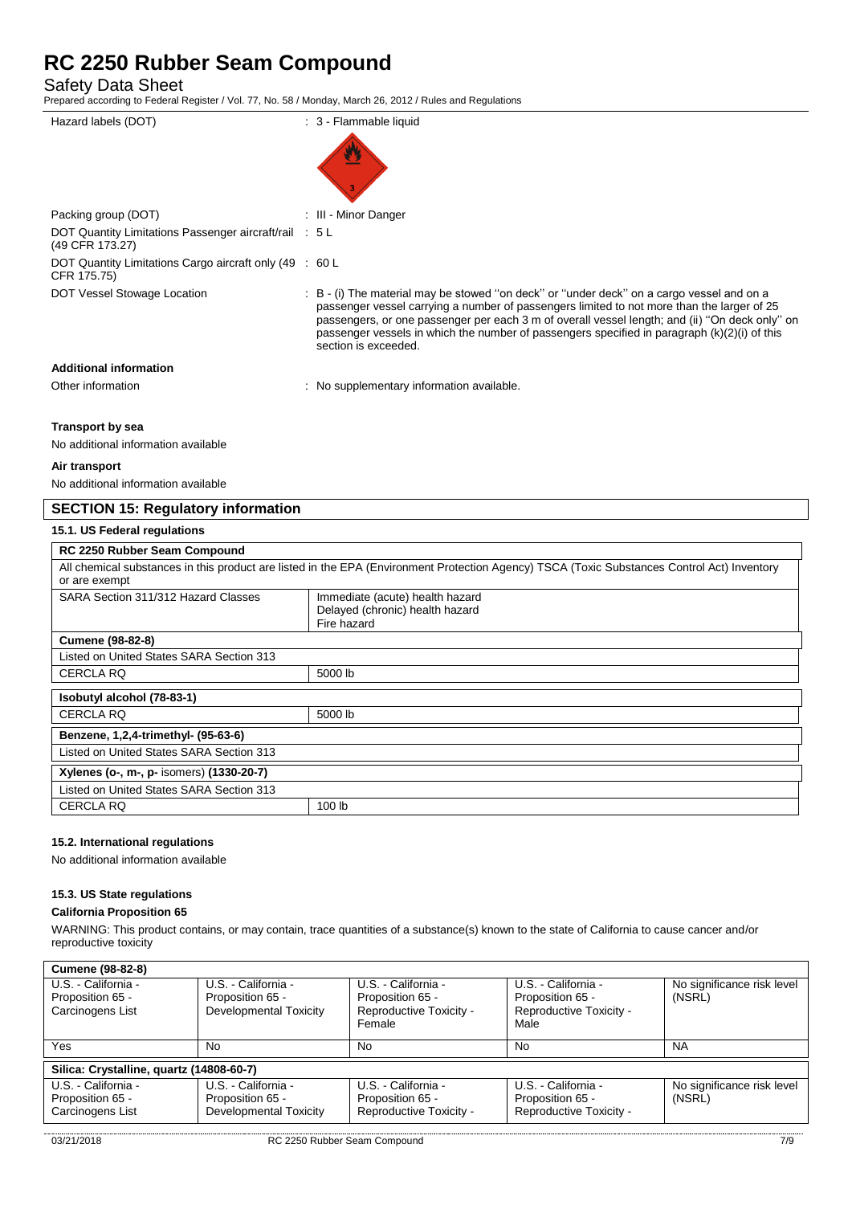| | |
|---|---|
| Hazard labels (DOT) | : 3 - Flammable liquid |
| Packing group (DOT) | : III - Minor Danger |
| DOT Quantity Limitations Passenger aircraft/rail (49 CFR 173.27) | : 5 L |
| DOT Quantity Limitations Cargo aircraft only (49 CFR 175.75) | : 60 L |
| DOT Vessel Stowage Location | : B - (i) The material may be stowed ''on deck'' or ''under deck'' on a cargo vessel and on a passenger vessel carrying a number of passengers limited to not more than the larger of 25 passengers, or one passenger per each 3 m of overall vessel length; and (ii) ''On deck only'' on passenger vessels in which the number of passengers specified in paragraph (k)(2)(i) of this section is exceeded. |

**Additional information**

Other information : No supplementary information available.

**Transport by sea**

No additional information available

**Air transport**

No additional information available

## SECTION 15: Regulatory information

### 15.1. US Federal regulations

| RC 2250 Rubber Seam Compound | |
|---|---|
| All chemical substances in this product are listed in the EPA (Environment Protection Agency) TSCA (Toxic Substances Control Act) Inventory or are exempt | |
| SARA Section 311/312 Hazard Classes | Immediate (acute) health hazard<br>Delayed (chronic) health hazard<br>Fire hazard |
| **Cumene (98-82-8)** | |
| Listed on United States SARA Section 313 | |
| CERCLA RQ | 5000 lb |
| **Isobutyl alcohol (78-83-1)** | |
| CERCLA RQ | 5000 lb |
| **Benzene, 1,2,4-trimethyl- (95-63-6)** | |
| Listed on United States SARA Section 313 | |
| **Xylenes (o-, m-, p- isomers) (1330-20-7)** | |
| Listed on United States SARA Section 313 | |
| CERCLA RQ | 100 lb |

### 15.2. International regulations

No additional information available

### 15.3. US State regulations

**California Proposition 65**

WARNING: This product contains, or may contain, trace quantities of a substance(s) known to the state of California to cause cancer and/or reproductive toxicity

| **Cumene (98-82-8)** | | | | |
|---|---|---|---|---|
| U.S. - California - Proposition 65 - Carcinogens List | U.S. - California - Proposition 65 - Developmental Toxicity | U.S. - California - Proposition 65 - Reproductive Toxicity - Female | U.S. - California - Proposition 65 - Reproductive Toxicity - Male | No significance risk level (NSRL) |
| Yes | No | No | No | NA |
| **Silica: Crystalline, quartz (14808-60-7)** | | | | |
| U.S. - California - Proposition 65 - Carcinogens List | U.S. - California - Proposition 65 - Developmental Toxicity | U.S. - California - Proposition 65 - Reproductive Toxicity - | U.S. - California - Proposition 65 - Reproductive Toxicity - | No significance risk level (NSRL) |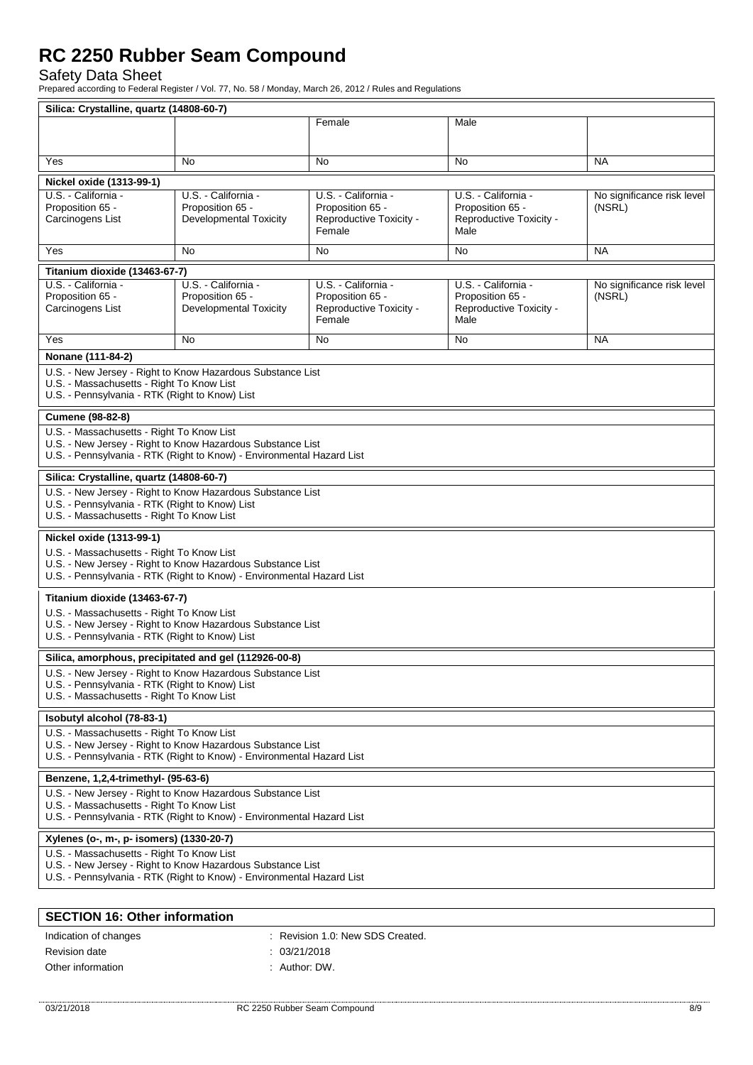| Silica: Crystalline, quartz (14808-60-7) | | | | |
|---|---|---|---|---|
| | | Female | Male | |
| Yes | No | No | No | NA |

| Nickel oxide (1313-99-1) | | | | |
|---|---|---|---|---|
| U.S. - California - Proposition 65 - Carcinogens List | U.S. - California - Proposition 65 - Developmental Toxicity | U.S. - California - Proposition 65 - Reproductive Toxicity - Female | U.S. - California - Proposition 65 - Reproductive Toxicity - Male | No significance risk level (NSRL) |
| Yes | No | No | No | NA |

| Titanium dioxide (13463-67-7) | | | | |
|---|---|---|---|---|
| U.S. - California - Proposition 65 - Carcinogens List | U.S. - California - Proposition 65 - Developmental Toxicity | U.S. - California - Proposition 65 - Reproductive Toxicity - Female | U.S. - California - Proposition 65 - Reproductive Toxicity - Male | No significance risk level (NSRL) |
| Yes | No | No | No | NA |

**Nonane (111-84-2)**

U.S. - New Jersey - Right to Know Hazardous Substance List
U.S. - Massachusetts - Right To Know List
U.S. - Pennsylvania - RTK (Right to Know) List

**Cumene (98-82-8)**

U.S. - Massachusetts - Right To Know List
U.S. - New Jersey - Right to Know Hazardous Substance List
U.S. - Pennsylvania - RTK (Right to Know) - Environmental Hazard List

**Silica: Crystalline, quartz (14808-60-7)**

U.S. - New Jersey - Right to Know Hazardous Substance List
U.S. - Pennsylvania - RTK (Right to Know) List
U.S. - Massachusetts - Right To Know List

**Nickel oxide (1313-99-1)**

U.S. - Massachusetts - Right To Know List
U.S. - New Jersey - Right to Know Hazardous Substance List
U.S. - Pennsylvania - RTK (Right to Know) - Environmental Hazard List

**Titanium dioxide (13463-67-7)**

U.S. - Massachusetts - Right To Know List
U.S. - New Jersey - Right to Know Hazardous Substance List
U.S. - Pennsylvania - RTK (Right to Know) List

**Silica, amorphous, precipitated and gel (112926-00-8)**

U.S. - New Jersey - Right to Know Hazardous Substance List
U.S. - Pennsylvania - RTK (Right to Know) List
U.S. - Massachusetts - Right To Know List

**Isobutyl alcohol (78-83-1)**

U.S. - Massachusetts - Right To Know List
U.S. - New Jersey - Right to Know Hazardous Substance List
U.S. - Pennsylvania - RTK (Right to Know) - Environmental Hazard List

**Benzene, 1,2,4-trimethyl- (95-63-6)**

U.S. - New Jersey - Right to Know Hazardous Substance List
U.S. - Massachusetts - Right To Know List
U.S. - Pennsylvania - RTK (Right to Know) - Environmental Hazard List

**Xylenes (o-, m-, p- isomers) (1330-20-7)**

U.S. - Massachusetts - Right To Know List
U.S. - New Jersey - Right to Know Hazardous Substance List
U.S. - Pennsylvania - RTK (Right to Know) - Environmental Hazard List

## SECTION 16: Other information

Indication of changes : Revision 1.0: New SDS Created.

Revision date : 03/21/2018

Other information : Author: DW.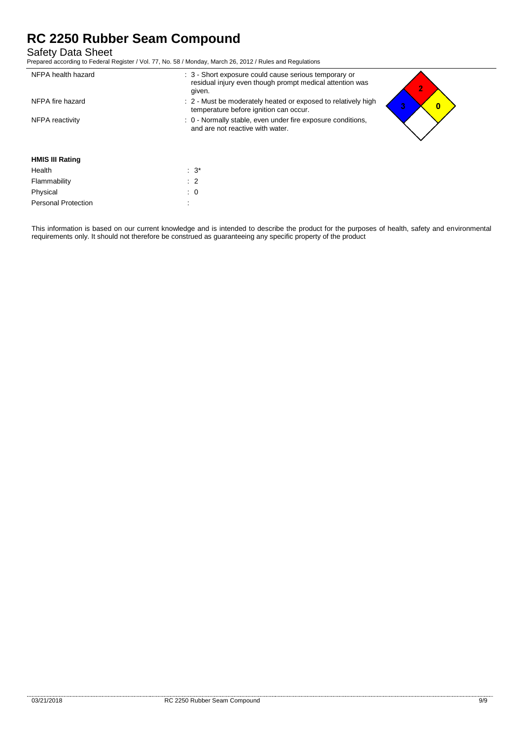NFPA health hazard : 3 - Short exposure could cause serious temporary or residual injury even though prompt medical attention was given.

NFPA fire hazard : 2 - Must be moderately heated or exposed to relatively high temperature before ignition can occur.

NFPA reactivity : 0 - Normally stable, even under fire exposure conditions, and are not reactive with water.

2

3 0

**HMIS III Rating**

| | |
|---|---|
| Health | : 3* |
| Flammability | : 2 |
| Physical | : 0 |
| Personal Protection | : |

This information is based on our current knowledge and is intended to describe the product for the purposes of health, safety and environmental requirements only. It should not therefore be construed as guaranteeing any specific property of the product